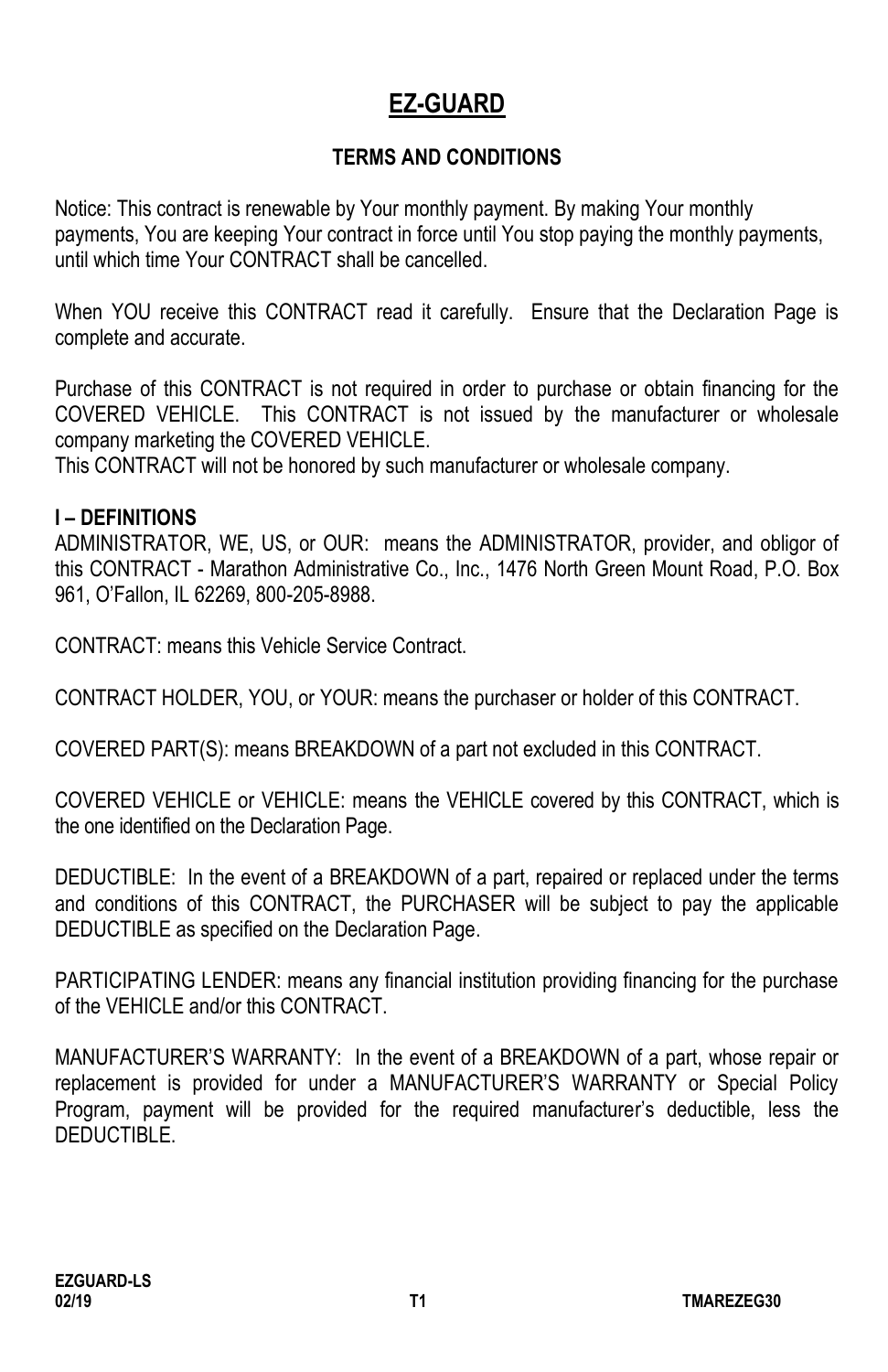# EZ-GUARD

## TERMS AND CONDITIONS

Notice: This contract is renewable by Your monthly payment. By making Your monthly payments, You are keeping Your contract in force until You stop paying the monthly payments, until which time Your CONTRACT shall be cancelled.

When YOU receive this CONTRACT read it carefully. Ensure that the Declaration Page is complete and accurate.

Purchase of this CONTRACT is not required in order to purchase or obtain financing for the COVERED VEHICLE. This CONTRACT is not issued by the manufacturer or wholesale company marketing the COVERED VEHICLE.
This CONTRACT will not be honored by such manufacturer or wholesale company.

### I – DEFINITIONS

ADMINISTRATOR, WE, US, or OUR: means the ADMINISTRATOR, provider, and obligor of this CONTRACT - Marathon Administrative Co., Inc., 1476 North Green Mount Road, P.O. Box 961, O'Fallon, IL 62269, 800-205-8988.

CONTRACT: means this Vehicle Service Contract.

CONTRACT HOLDER, YOU, or YOUR: means the purchaser or holder of this CONTRACT.

COVERED PART(S): means BREAKDOWN of a part not excluded in this CONTRACT.

COVERED VEHICLE or VEHICLE: means the VEHICLE covered by this CONTRACT, which is the one identified on the Declaration Page.

DEDUCTIBLE: In the event of a BREAKDOWN of a part, repaired or replaced under the terms and conditions of this CONTRACT, the PURCHASER will be subject to pay the applicable DEDUCTIBLE as specified on the Declaration Page.

PARTICIPATING LENDER: means any financial institution providing financing for the purchase of the VEHICLE and/or this CONTRACT.

MANUFACTURER'S WARRANTY: In the event of a BREAKDOWN of a part, whose repair or replacement is provided for under a MANUFACTURER'S WARRANTY or Special Policy Program, payment will be provided for the required manufacturer's deductible, less the DEDUCTIBLE.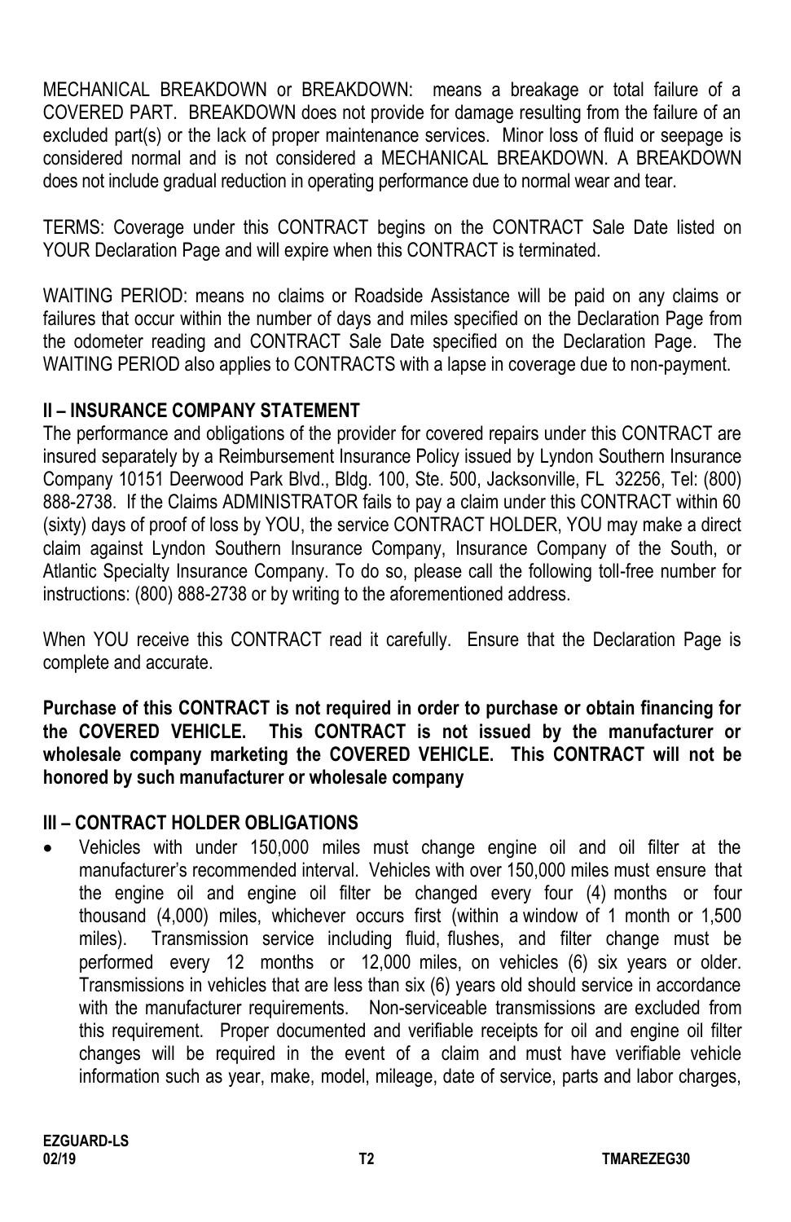MECHANICAL BREAKDOWN or BREAKDOWN: means a breakage or total failure of a COVERED PART. BREAKDOWN does not provide for damage resulting from the failure of an excluded part(s) or the lack of proper maintenance services. Minor loss of fluid or seepage is considered normal and is not considered a MECHANICAL BREAKDOWN. A BREAKDOWN does not include gradual reduction in operating performance due to normal wear and tear.

TERMS: Coverage under this CONTRACT begins on the CONTRACT Sale Date listed on YOUR Declaration Page and will expire when this CONTRACT is terminated.

WAITING PERIOD: means no claims or Roadside Assistance will be paid on any claims or failures that occur within the number of days and miles specified on the Declaration Page from the odometer reading and CONTRACT Sale Date specified on the Declaration Page. The WAITING PERIOD also applies to CONTRACTS with a lapse in coverage due to non-payment.

## II – INSURANCE COMPANY STATEMENT

The performance and obligations of the provider for covered repairs under this CONTRACT are insured separately by a Reimbursement Insurance Policy issued by Lyndon Southern Insurance Company 10151 Deerwood Park Blvd., Bldg. 100, Ste. 500, Jacksonville, FL 32256, Tel: (800) 888-2738. If the Claims ADMINISTRATOR fails to pay a claim under this CONTRACT within 60 (sixty) days of proof of loss by YOU, the service CONTRACT HOLDER, YOU may make a direct claim against Lyndon Southern Insurance Company, Insurance Company of the South, or Atlantic Specialty Insurance Company. To do so, please call the following toll-free number for instructions: (800) 888-2738 or by writing to the aforementioned address.

When YOU receive this CONTRACT read it carefully. Ensure that the Declaration Page is complete and accurate.

**Purchase of this CONTRACT is not required in order to purchase or obtain financing for the COVERED VEHICLE. This CONTRACT is not issued by the manufacturer or wholesale company marketing the COVERED VEHICLE. This CONTRACT will not be honored by such manufacturer or wholesale company**

## III – CONTRACT HOLDER OBLIGATIONS

- Vehicles with under 150,000 miles must change engine oil and oil filter at the manufacturer's recommended interval. Vehicles with over 150,000 miles must ensure that the engine oil and engine oil filter be changed every four (4) months or four thousand (4,000) miles, whichever occurs first (within a window of 1 month or 1,500 miles). Transmission service including fluid, flushes, and filter change must be performed every 12 months or 12,000 miles, on vehicles (6) six years or older. Transmissions in vehicles that are less than six (6) years old should service in accordance with the manufacturer requirements. Non-serviceable transmissions are excluded from this requirement. Proper documented and verifiable receipts for oil and engine oil filter changes will be required in the event of a claim and must have verifiable vehicle information such as year, make, model, mileage, date of service, parts and labor charges,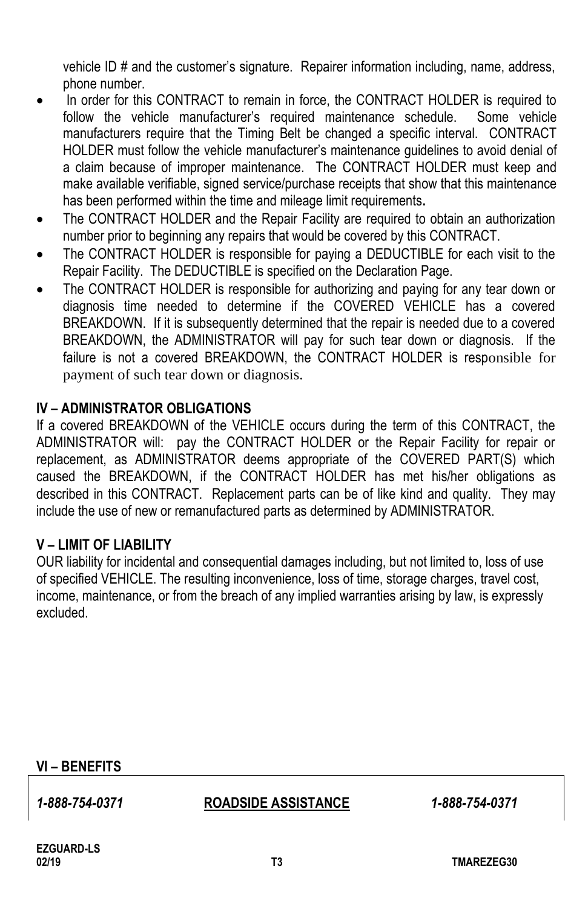vehicle ID # and the customer's signature. Repairer information including, name, address, phone number.

- In order for this CONTRACT to remain in force, the CONTRACT HOLDER is required to follow the vehicle manufacturer's required maintenance schedule. Some vehicle manufacturers require that the Timing Belt be changed a specific interval. CONTRACT HOLDER must follow the vehicle manufacturer's maintenance guidelines to avoid denial of a claim because of improper maintenance. The CONTRACT HOLDER must keep and make available verifiable, signed service/purchase receipts that show that this maintenance has been performed within the time and mileage limit requirements**.**
- The CONTRACT HOLDER and the Repair Facility are required to obtain an authorization number prior to beginning any repairs that would be covered by this CONTRACT.
- The CONTRACT HOLDER is responsible for paying a DEDUCTIBLE for each visit to the Repair Facility. The DEDUCTIBLE is specified on the Declaration Page.
- The CONTRACT HOLDER is responsible for authorizing and paying for any tear down or diagnosis time needed to determine if the COVERED VEHICLE has a covered BREAKDOWN. If it is subsequently determined that the repair is needed due to a covered BREAKDOWN, the ADMINISTRATOR will pay for such tear down or diagnosis. If the failure is not a covered BREAKDOWN, the CONTRACT HOLDER is responsible for payment of such tear down or diagnosis.

## IV – ADMINISTRATOR OBLIGATIONS

If a covered BREAKDOWN of the VEHICLE occurs during the term of this CONTRACT, the ADMINISTRATOR will: pay the CONTRACT HOLDER or the Repair Facility for repair or replacement, as ADMINISTRATOR deems appropriate of the COVERED PART(S) which caused the BREAKDOWN, if the CONTRACT HOLDER has met his/her obligations as described in this CONTRACT. Replacement parts can be of like kind and quality. They may include the use of new or remanufactured parts as determined by ADMINISTRATOR.

## V – LIMIT OF LIABILITY

OUR liability for incidental and consequential damages including, but not limited to, loss of use of specified VEHICLE. The resulting inconvenience, loss of time, storage charges, travel cost, income, maintenance, or from the breach of any implied warranties arising by law, is expressly excluded.

## VI – BENEFITS

*1-888-754-0371* **ROADSIDE ASSISTANCE** *1-888-754-0371*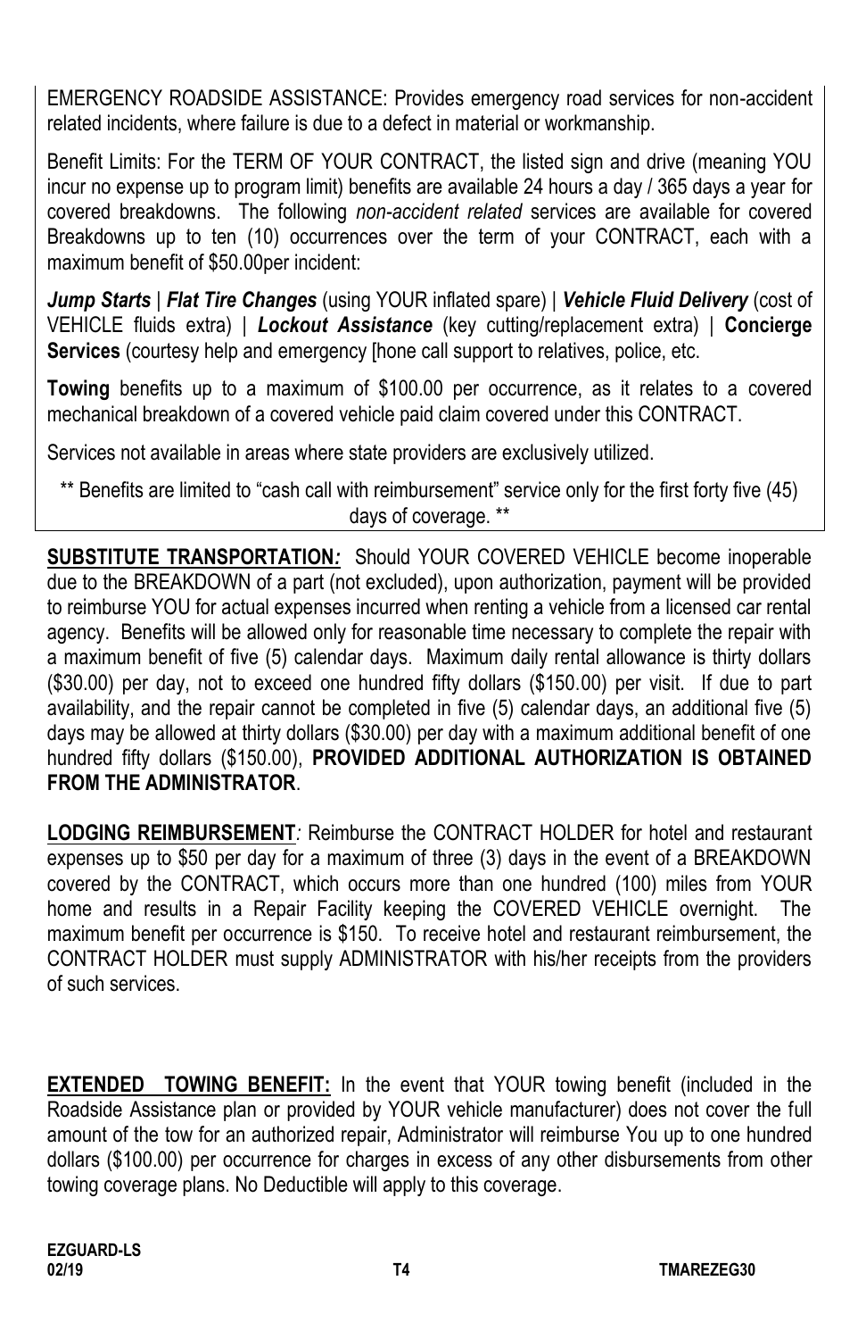EMERGENCY ROADSIDE ASSISTANCE: Provides emergency road services for non-accident related incidents, where failure is due to a defect in material or workmanship.

Benefit Limits: For the TERM OF YOUR CONTRACT, the listed sign and drive (meaning YOU incur no expense up to program limit) benefits are available 24 hours a day / 365 days a year for covered breakdowns. The following *non-accident related* services are available for covered Breakdowns up to ten (10) occurrences over the term of your CONTRACT, each with a maximum benefit of $50.00per incident:

***Jump Starts*** | ***Flat Tire Changes*** (using YOUR inflated spare) | ***Vehicle Fluid Delivery*** (cost of VEHICLE fluids extra) | ***Lockout Assistance*** (key cutting/replacement extra) | **Concierge Services** (courtesy help and emergency [hone call support to relatives, police, etc.

**Towing** benefits up to a maximum of $100.00 per occurrence, as it relates to a covered mechanical breakdown of a covered vehicle paid claim covered under this CONTRACT.

Services not available in areas where state providers are exclusively utilized.

** Benefits are limited to "cash call with reimbursement" service only for the first forty five (45) days of coverage. **

**SUBSTITUTE TRANSPORTATION*:*** Should YOUR COVERED VEHICLE become inoperable due to the BREAKDOWN of a part (not excluded), upon authorization, payment will be provided to reimburse YOU for actual expenses incurred when renting a vehicle from a licensed car rental agency. Benefits will be allowed only for reasonable time necessary to complete the repair with a maximum benefit of five (5) calendar days. Maximum daily rental allowance is thirty dollars ($30.00) per day, not to exceed one hundred fifty dollars ($150.00) per visit. If due to part availability, and the repair cannot be completed in five (5) calendar days, an additional five (5) days may be allowed at thirty dollars ($30.00) per day with a maximum additional benefit of one hundred fifty dollars ($150.00), **PROVIDED ADDITIONAL AUTHORIZATION IS OBTAINED FROM THE ADMINISTRATOR**.

**LODGING REIMBURSEMENT***:* Reimburse the CONTRACT HOLDER for hotel and restaurant expenses up to $50 per day for a maximum of three (3) days in the event of a BREAKDOWN covered by the CONTRACT, which occurs more than one hundred (100) miles from YOUR home and results in a Repair Facility keeping the COVERED VEHICLE overnight. The maximum benefit per occurrence is $150. To receive hotel and restaurant reimbursement, the CONTRACT HOLDER must supply ADMINISTRATOR with his/her receipts from the providers of such services.

**EXTENDED TOWING BENEFIT:** In the event that YOUR towing benefit (included in the Roadside Assistance plan or provided by YOUR vehicle manufacturer) does not cover the full amount of the tow for an authorized repair, Administrator will reimburse You up to one hundred dollars ($100.00) per occurrence for charges in excess of any other disbursements from other towing coverage plans. No Deductible will apply to this coverage.

**EZGUARD-LS**
**02/19** **T4** **TMAREZEG30**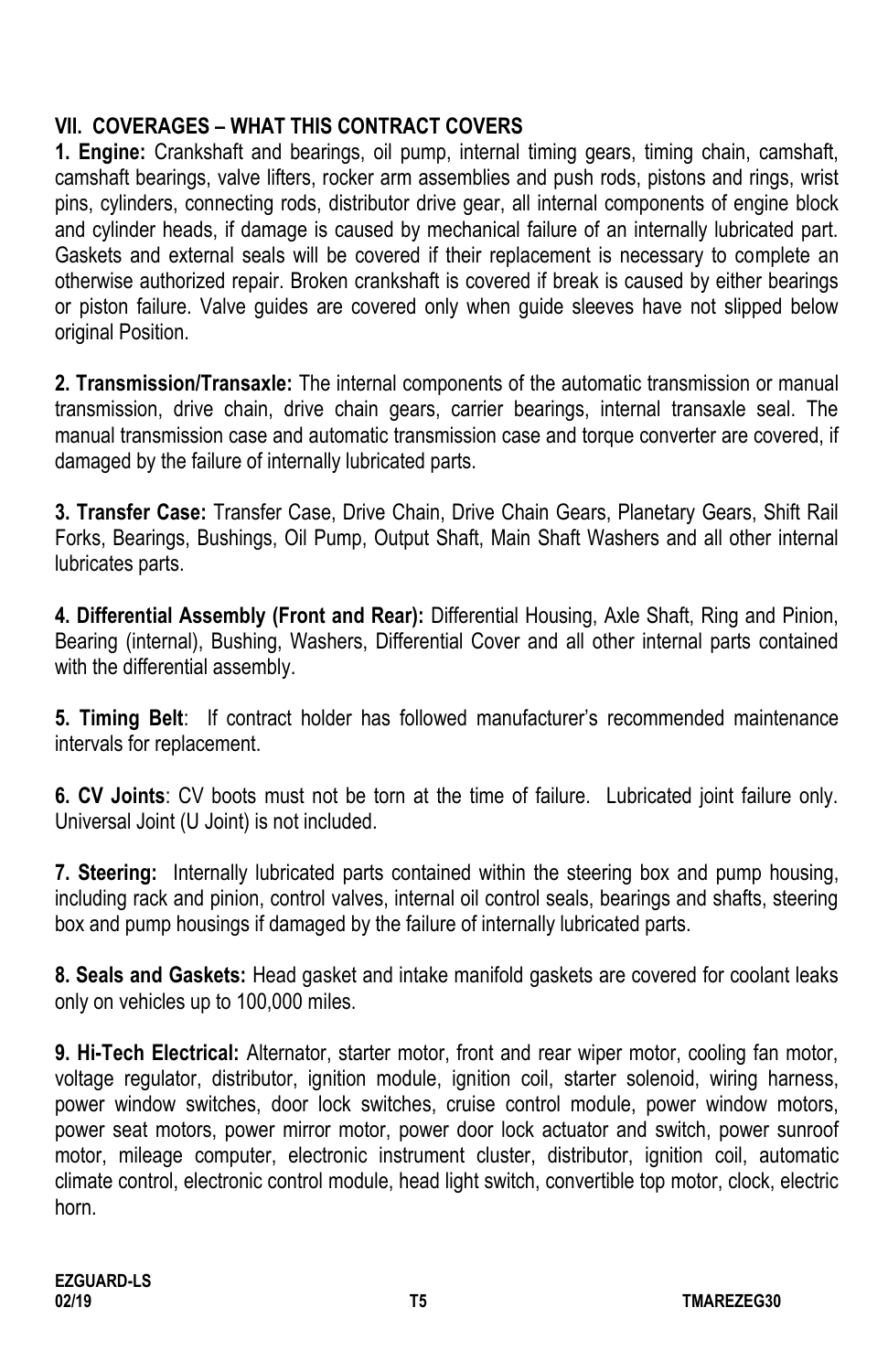## VII. COVERAGES – WHAT THIS CONTRACT COVERS

**1. Engine:** Crankshaft and bearings, oil pump, internal timing gears, timing chain, camshaft, camshaft bearings, valve lifters, rocker arm assemblies and push rods, pistons and rings, wrist pins, cylinders, connecting rods, distributor drive gear, all internal components of engine block and cylinder heads, if damage is caused by mechanical failure of an internally lubricated part. Gaskets and external seals will be covered if their replacement is necessary to complete an otherwise authorized repair. Broken crankshaft is covered if break is caused by either bearings or piston failure. Valve guides are covered only when guide sleeves have not slipped below original Position.

**2. Transmission/Transaxle:** The internal components of the automatic transmission or manual transmission, drive chain, drive chain gears, carrier bearings, internal transaxle seal. The manual transmission case and automatic transmission case and torque converter are covered, if damaged by the failure of internally lubricated parts.

**3. Transfer Case:** Transfer Case, Drive Chain, Drive Chain Gears, Planetary Gears, Shift Rail Forks, Bearings, Bushings, Oil Pump, Output Shaft, Main Shaft Washers and all other internal lubricates parts.

**4. Differential Assembly (Front and Rear):** Differential Housing, Axle Shaft, Ring and Pinion, Bearing (internal), Bushing, Washers, Differential Cover and all other internal parts contained with the differential assembly.

**5. Timing Belt**: If contract holder has followed manufacturer's recommended maintenance intervals for replacement.

**6. CV Joints**: CV boots must not be torn at the time of failure. Lubricated joint failure only. Universal Joint (U Joint) is not included.

**7. Steering:** Internally lubricated parts contained within the steering box and pump housing, including rack and pinion, control valves, internal oil control seals, bearings and shafts, steering box and pump housings if damaged by the failure of internally lubricated parts.

**8. Seals and Gaskets:** Head gasket and intake manifold gaskets are covered for coolant leaks only on vehicles up to 100,000 miles.

**9. Hi-Tech Electrical:** Alternator, starter motor, front and rear wiper motor, cooling fan motor, voltage regulator, distributor, ignition module, ignition coil, starter solenoid, wiring harness, power window switches, door lock switches, cruise control module, power window motors, power seat motors, power mirror motor, power door lock actuator and switch, power sunroof motor, mileage computer, electronic instrument cluster, distributor, ignition coil, automatic climate control, electronic control module, head light switch, convertible top motor, clock, electric horn.

**EZGUARD-LS**
**02/19** **T5** **TMAREZEG30**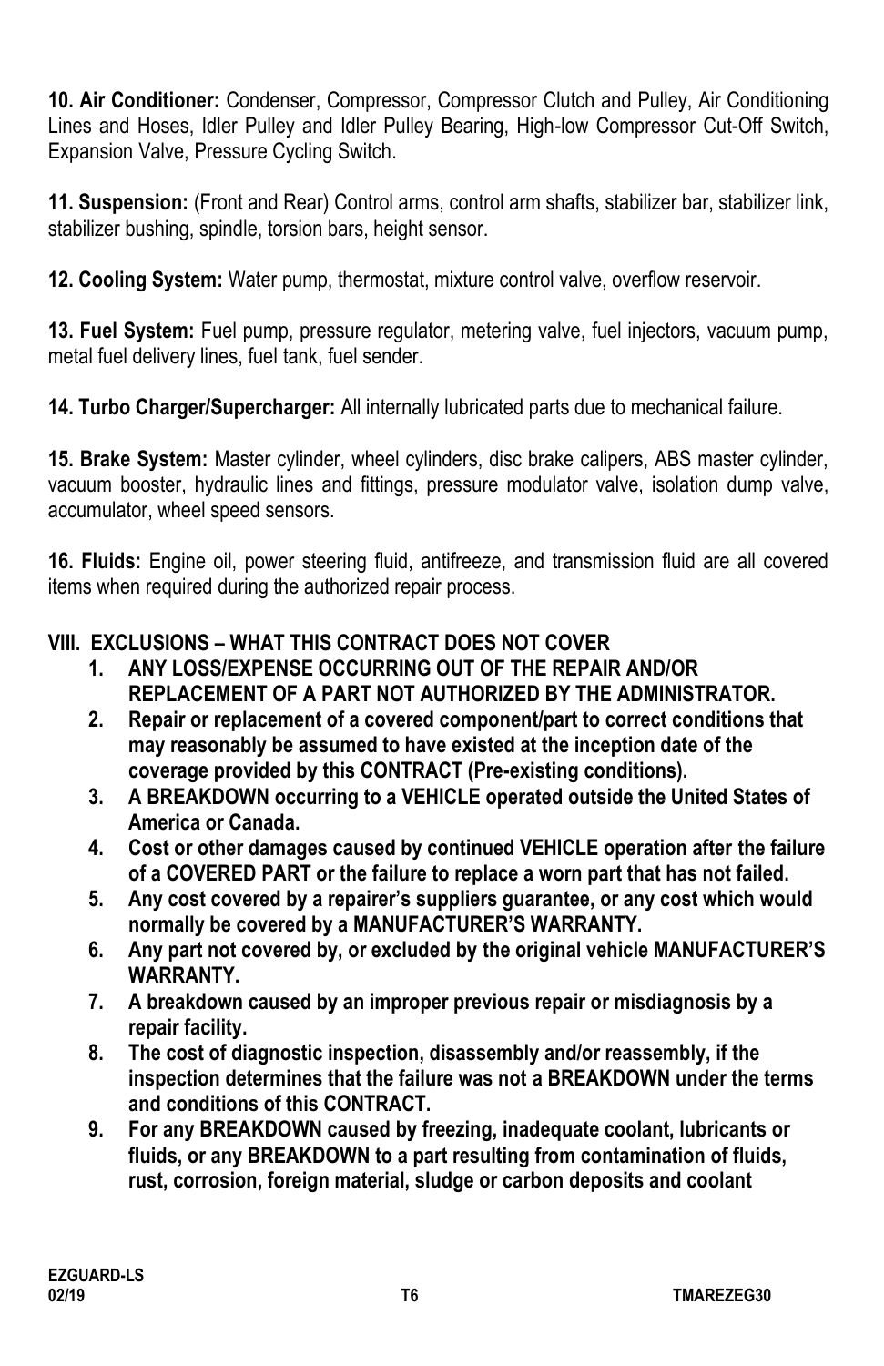**10. Air Conditioner:** Condenser, Compressor, Compressor Clutch and Pulley, Air Conditioning Lines and Hoses, Idler Pulley and Idler Pulley Bearing, High-low Compressor Cut-Off Switch, Expansion Valve, Pressure Cycling Switch.

**11. Suspension:** (Front and Rear) Control arms, control arm shafts, stabilizer bar, stabilizer link, stabilizer bushing, spindle, torsion bars, height sensor.

**12. Cooling System:** Water pump, thermostat, mixture control valve, overflow reservoir.

**13. Fuel System:** Fuel pump, pressure regulator, metering valve, fuel injectors, vacuum pump, metal fuel delivery lines, fuel tank, fuel sender.

**14. Turbo Charger/Supercharger:** All internally lubricated parts due to mechanical failure.

**15. Brake System:** Master cylinder, wheel cylinders, disc brake calipers, ABS master cylinder, vacuum booster, hydraulic lines and fittings, pressure modulator valve, isolation dump valve, accumulator, wheel speed sensors.

**16. Fluids:** Engine oil, power steering fluid, antifreeze, and transmission fluid are all covered items when required during the authorized repair process.

## VIII. EXCLUSIONS – WHAT THIS CONTRACT DOES NOT COVER

1. **ANY LOSS/EXPENSE OCCURRING OUT OF THE REPAIR AND/OR REPLACEMENT OF A PART NOT AUTHORIZED BY THE ADMINISTRATOR.**
2. **Repair or replacement of a covered component/part to correct conditions that may reasonably be assumed to have existed at the inception date of the coverage provided by this CONTRACT (Pre-existing conditions).**
3. **A BREAKDOWN occurring to a VEHICLE operated outside the United States of America or Canada.**
4. **Cost or other damages caused by continued VEHICLE operation after the failure of a COVERED PART or the failure to replace a worn part that has not failed.**
5. **Any cost covered by a repairer's suppliers guarantee, or any cost which would normally be covered by a MANUFACTURER'S WARRANTY.**
6. **Any part not covered by, or excluded by the original vehicle MANUFACTURER'S WARRANTY.**
7. **A breakdown caused by an improper previous repair or misdiagnosis by a repair facility.**
8. **The cost of diagnostic inspection, disassembly and/or reassembly, if the inspection determines that the failure was not a BREAKDOWN under the terms and conditions of this CONTRACT.**
9. **For any BREAKDOWN caused by freezing, inadequate coolant, lubricants or fluids, or any BREAKDOWN to a part resulting from contamination of fluids, rust, corrosion, foreign material, sludge or carbon deposits and coolant**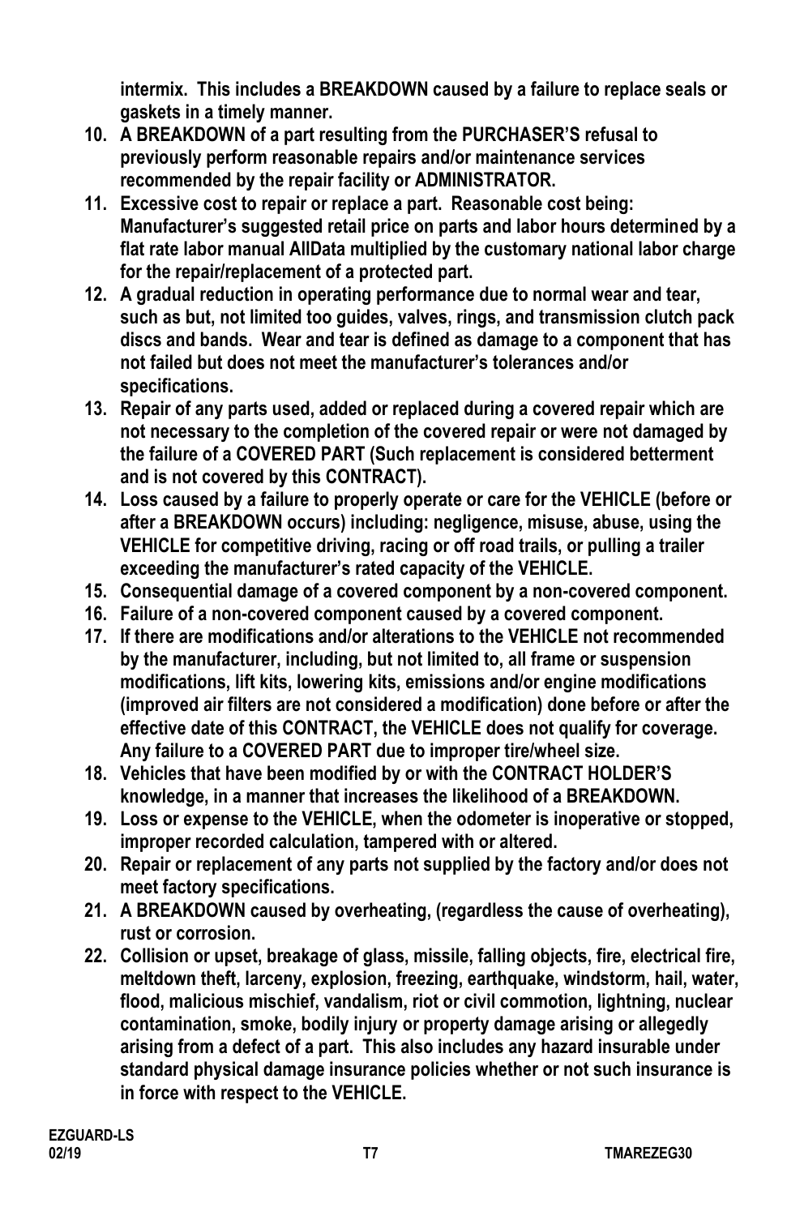**intermix. This includes a BREAKDOWN caused by a failure to replace seals or gaskets in a timely manner.**

10. **A BREAKDOWN of a part resulting from the PURCHASER'S refusal to previously perform reasonable repairs and/or maintenance services recommended by the repair facility or ADMINISTRATOR.**
11. **Excessive cost to repair or replace a part. Reasonable cost being: Manufacturer's suggested retail price on parts and labor hours determined by a flat rate labor manual AllData multiplied by the customary national labor charge for the repair/replacement of a protected part.**
12. **A gradual reduction in operating performance due to normal wear and tear, such as but, not limited too guides, valves, rings, and transmission clutch pack discs and bands. Wear and tear is defined as damage to a component that has not failed but does not meet the manufacturer's tolerances and/or specifications.**
13. **Repair of any parts used, added or replaced during a covered repair which are not necessary to the completion of the covered repair or were not damaged by the failure of a COVERED PART (Such replacement is considered betterment and is not covered by this CONTRACT).**
14. **Loss caused by a failure to properly operate or care for the VEHICLE (before or after a BREAKDOWN occurs) including: negligence, misuse, abuse, using the VEHICLE for competitive driving, racing or off road trails, or pulling a trailer exceeding the manufacturer's rated capacity of the VEHICLE.**
15. **Consequential damage of a covered component by a non-covered component.**
16. **Failure of a non-covered component caused by a covered component.**
17. **If there are modifications and/or alterations to the VEHICLE not recommended by the manufacturer, including, but not limited to, all frame or suspension modifications, lift kits, lowering kits, emissions and/or engine modifications (improved air filters are not considered a modification) done before or after the effective date of this CONTRACT, the VEHICLE does not qualify for coverage. Any failure to a COVERED PART due to improper tire/wheel size.**
18. **Vehicles that have been modified by or with the CONTRACT HOLDER'S knowledge, in a manner that increases the likelihood of a BREAKDOWN.**
19. **Loss or expense to the VEHICLE, when the odometer is inoperative or stopped, improper recorded calculation, tampered with or altered.**
20. **Repair or replacement of any parts not supplied by the factory and/or does not meet factory specifications.**
21. **A BREAKDOWN caused by overheating, (regardless the cause of overheating), rust or corrosion.**
22. **Collision or upset, breakage of glass, missile, falling objects, fire, electrical fire, meltdown theft, larceny, explosion, freezing, earthquake, windstorm, hail, water, flood, malicious mischief, vandalism, riot or civil commotion, lightning, nuclear contamination, smoke, bodily injury or property damage arising or allegedly arising from a defect of a part. This also includes any hazard insurable under standard physical damage insurance policies whether or not such insurance is in force with respect to the VEHICLE.**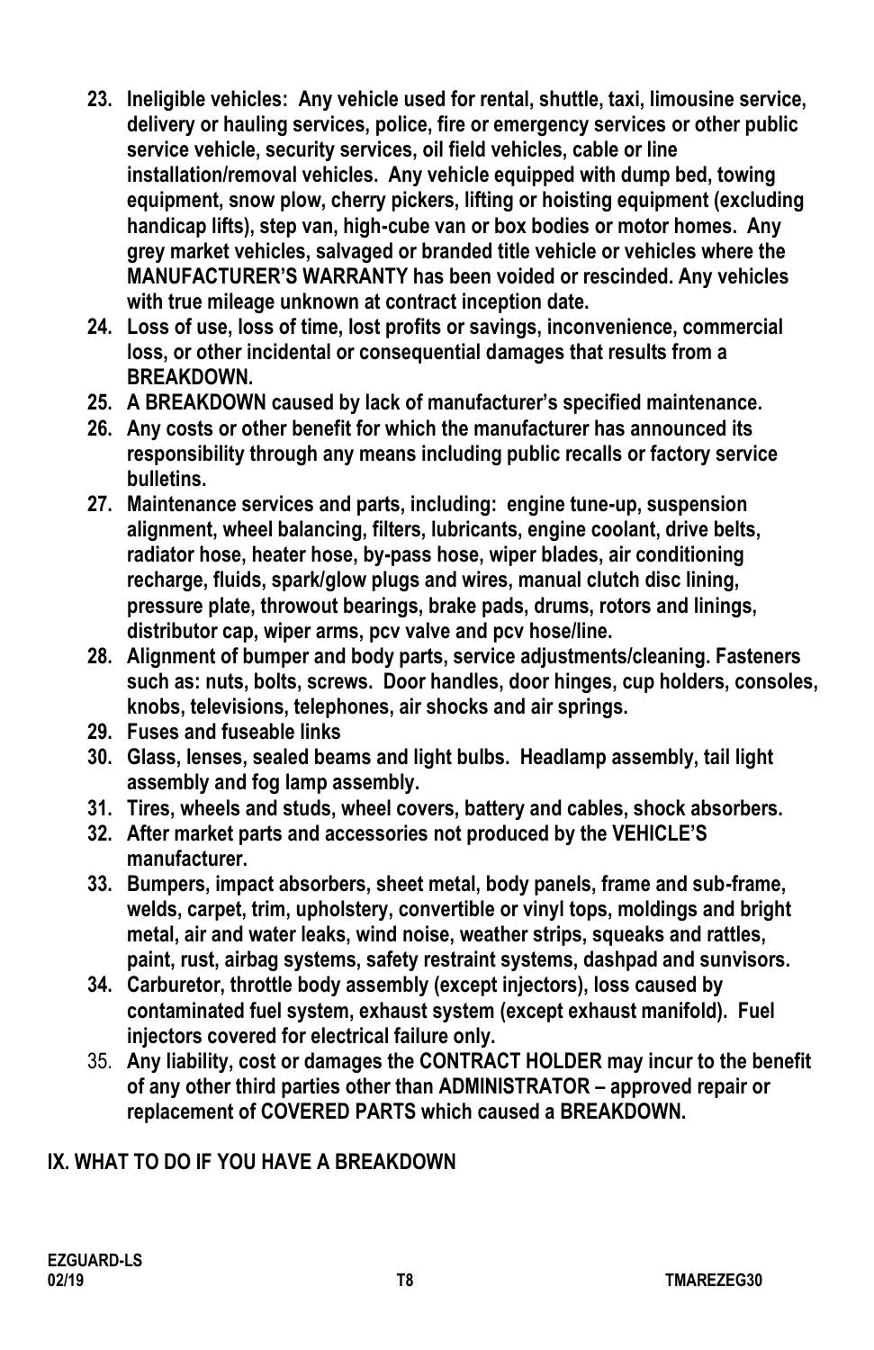23. **Ineligible vehicles: Any vehicle used for rental, shuttle, taxi, limousine service, delivery or hauling services, police, fire or emergency services or other public service vehicle, security services, oil field vehicles, cable or line installation/removal vehicles. Any vehicle equipped with dump bed, towing equipment, snow plow, cherry pickers, lifting or hoisting equipment (excluding handicap lifts), step van, high-cube van or box bodies or motor homes. Any grey market vehicles, salvaged or branded title vehicle or vehicles where the MANUFACTURER'S WARRANTY has been voided or rescinded. Any vehicles with true mileage unknown at contract inception date.**
24. **Loss of use, loss of time, lost profits or savings, inconvenience, commercial loss, or other incidental or consequential damages that results from a BREAKDOWN.**
25. **A BREAKDOWN caused by lack of manufacturer's specified maintenance.**
26. **Any costs or other benefit for which the manufacturer has announced its responsibility through any means including public recalls or factory service bulletins.**
27. **Maintenance services and parts, including: engine tune-up, suspension alignment, wheel balancing, filters, lubricants, engine coolant, drive belts, radiator hose, heater hose, by-pass hose, wiper blades, air conditioning recharge, fluids, spark/glow plugs and wires, manual clutch disc lining, pressure plate, throwout bearings, brake pads, drums, rotors and linings, distributor cap, wiper arms, pcv valve and pcv hose/line.**
28. **Alignment of bumper and body parts, service adjustments/cleaning. Fasteners such as: nuts, bolts, screws. Door handles, door hinges, cup holders, consoles, knobs, televisions, telephones, air shocks and air springs.**
29. **Fuses and fuseable links**
30. **Glass, lenses, sealed beams and light bulbs. Headlamp assembly, tail light assembly and fog lamp assembly.**
31. **Tires, wheels and studs, wheel covers, battery and cables, shock absorbers.**
32. **After market parts and accessories not produced by the VEHICLE'S manufacturer.**
33. **Bumpers, impact absorbers, sheet metal, body panels, frame and sub-frame, welds, carpet, trim, upholstery, convertible or vinyl tops, moldings and bright metal, air and water leaks, wind noise, weather strips, squeaks and rattles, paint, rust, airbag systems, safety restraint systems, dashpad and sunvisors.**
34. **Carburetor, throttle body assembly (except injectors), loss caused by contaminated fuel system, exhaust system (except exhaust manifold). Fuel injectors covered for electrical failure only.**
35. **Any liability, cost or damages the CONTRACT HOLDER may incur to the benefit of any other third parties other than ADMINISTRATOR – approved repair or replacement of COVERED PARTS which caused a BREAKDOWN.**

## IX. WHAT TO DO IF YOU HAVE A BREAKDOWN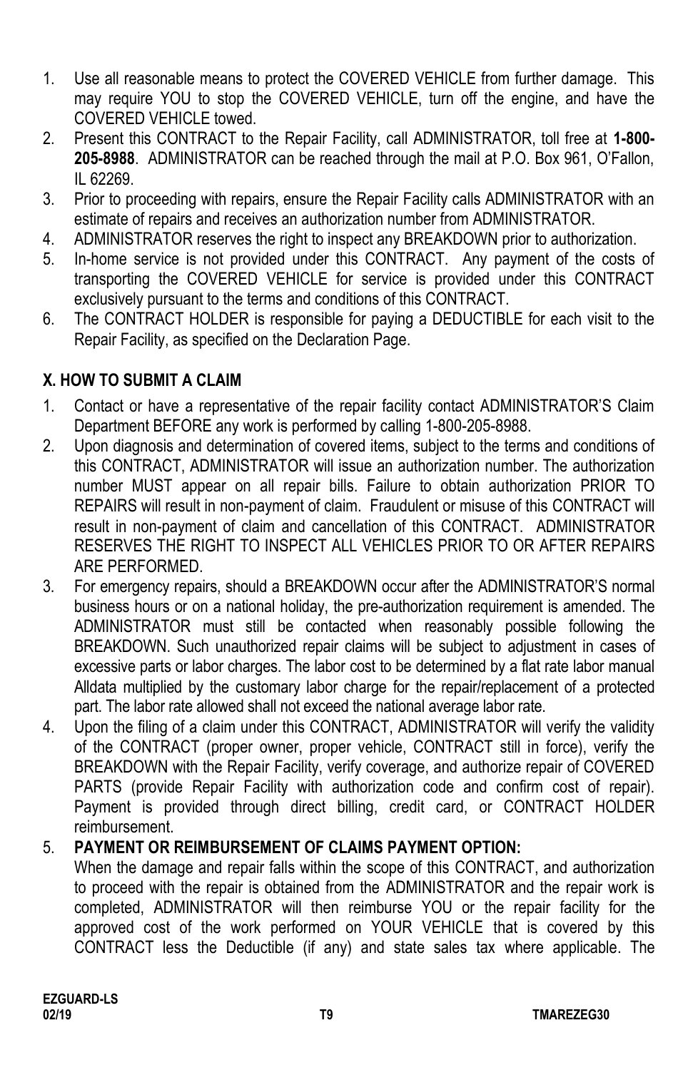1. Use all reasonable means to protect the COVERED VEHICLE from further damage. This may require YOU to stop the COVERED VEHICLE, turn off the engine, and have the COVERED VEHICLE towed.
2. Present this CONTRACT to the Repair Facility, call ADMINISTRATOR, toll free at **1-800-205-8988**. ADMINISTRATOR can be reached through the mail at P.O. Box 961, O'Fallon, IL 62269.
3. Prior to proceeding with repairs, ensure the Repair Facility calls ADMINISTRATOR with an estimate of repairs and receives an authorization number from ADMINISTRATOR.
4. ADMINISTRATOR reserves the right to inspect any BREAKDOWN prior to authorization.
5. In-home service is not provided under this CONTRACT. Any payment of the costs of transporting the COVERED VEHICLE for service is provided under this CONTRACT exclusively pursuant to the terms and conditions of this CONTRACT.
6. The CONTRACT HOLDER is responsible for paying a DEDUCTIBLE for each visit to the Repair Facility, as specified on the Declaration Page.

## X. HOW TO SUBMIT A CLAIM

1. Contact or have a representative of the repair facility contact ADMINISTRATOR'S Claim Department BEFORE any work is performed by calling 1-800-205-8988.
2. Upon diagnosis and determination of covered items, subject to the terms and conditions of this CONTRACT, ADMINISTRATOR will issue an authorization number. The authorization number MUST appear on all repair bills. Failure to obtain authorization PRIOR TO REPAIRS will result in non-payment of claim. Fraudulent or misuse of this CONTRACT will result in non-payment of claim and cancellation of this CONTRACT. ADMINISTRATOR RESERVES THE RIGHT TO INSPECT ALL VEHICLES PRIOR TO OR AFTER REPAIRS ARE PERFORMED.
3. For emergency repairs, should a BREAKDOWN occur after the ADMINISTRATOR'S normal business hours or on a national holiday, the pre-authorization requirement is amended. The ADMINISTRATOR must still be contacted when reasonably possible following the BREAKDOWN. Such unauthorized repair claims will be subject to adjustment in cases of excessive parts or labor charges. The labor cost to be determined by a flat rate labor manual Alldata multiplied by the customary labor charge for the repair/replacement of a protected part. The labor rate allowed shall not exceed the national average labor rate.
4. Upon the filing of a claim under this CONTRACT, ADMINISTRATOR will verify the validity of the CONTRACT (proper owner, proper vehicle, CONTRACT still in force), verify the BREAKDOWN with the Repair Facility, verify coverage, and authorize repair of COVERED PARTS (provide Repair Facility with authorization code and confirm cost of repair). Payment is provided through direct billing, credit card, or CONTRACT HOLDER reimbursement.
5. **PAYMENT OR REIMBURSEMENT OF CLAIMS PAYMENT OPTION:**
   When the damage and repair falls within the scope of this CONTRACT, and authorization to proceed with the repair is obtained from the ADMINISTRATOR and the repair work is completed, ADMINISTRATOR will then reimburse YOU or the repair facility for the approved cost of the work performed on YOUR VEHICLE that is covered by this CONTRACT less the Deductible (if any) and state sales tax where applicable. The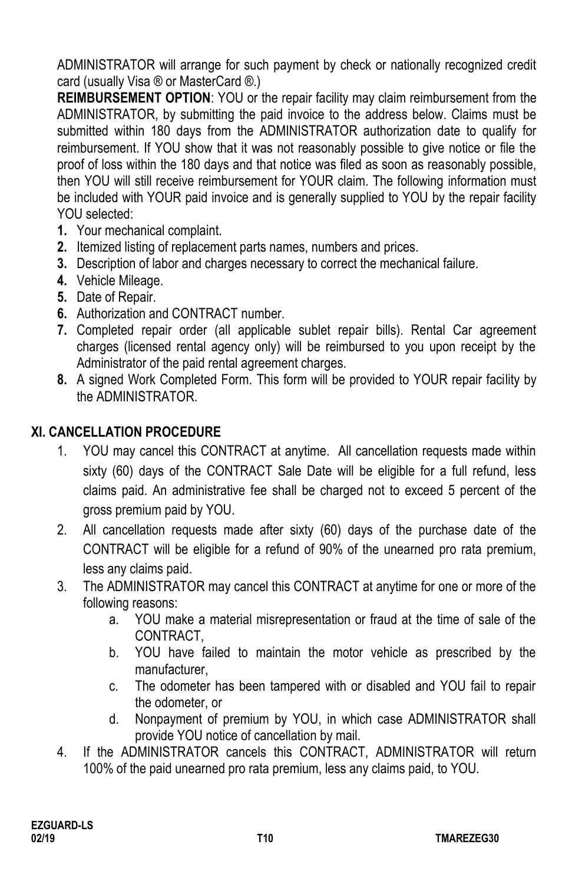ADMINISTRATOR will arrange for such payment by check or nationally recognized credit card (usually Visa ® or MasterCard ®.)

**REIMBURSEMENT OPTION**: YOU or the repair facility may claim reimbursement from the ADMINISTRATOR, by submitting the paid invoice to the address below. Claims must be submitted within 180 days from the ADMINISTRATOR authorization date to qualify for reimbursement. If YOU show that it was not reasonably possible to give notice or file the proof of loss within the 180 days and that notice was filed as soon as reasonably possible, then YOU will still receive reimbursement for YOUR claim. The following information must be included with YOUR paid invoice and is generally supplied to YOU by the repair facility YOU selected:

1. Your mechanical complaint.
2. Itemized listing of replacement parts names, numbers and prices.
3. Description of labor and charges necessary to correct the mechanical failure.
4. Vehicle Mileage.
5. Date of Repair.
6. Authorization and CONTRACT number.
7. Completed repair order (all applicable sublet repair bills). Rental Car agreement charges (licensed rental agency only) will be reimbursed to you upon receipt by the Administrator of the paid rental agreement charges.
8. A signed Work Completed Form. This form will be provided to YOUR repair facility by the ADMINISTRATOR.

## XI. CANCELLATION PROCEDURE

1. YOU may cancel this CONTRACT at anytime. All cancellation requests made within sixty (60) days of the CONTRACT Sale Date will be eligible for a full refund, less claims paid. An administrative fee shall be charged not to exceed 5 percent of the gross premium paid by YOU.
2. All cancellation requests made after sixty (60) days of the purchase date of the CONTRACT will be eligible for a refund of 90% of the unearned pro rata premium, less any claims paid.
3. The ADMINISTRATOR may cancel this CONTRACT at anytime for one or more of the following reasons:
   a. YOU make a material misrepresentation or fraud at the time of sale of the CONTRACT,
   b. YOU have failed to maintain the motor vehicle as prescribed by the manufacturer,
   c. The odometer has been tampered with or disabled and YOU fail to repair the odometer, or
   d. Nonpayment of premium by YOU, in which case ADMINISTRATOR shall provide YOU notice of cancellation by mail.
4. If the ADMINISTRATOR cancels this CONTRACT, ADMINISTRATOR will return 100% of the paid unearned pro rata premium, less any claims paid, to YOU.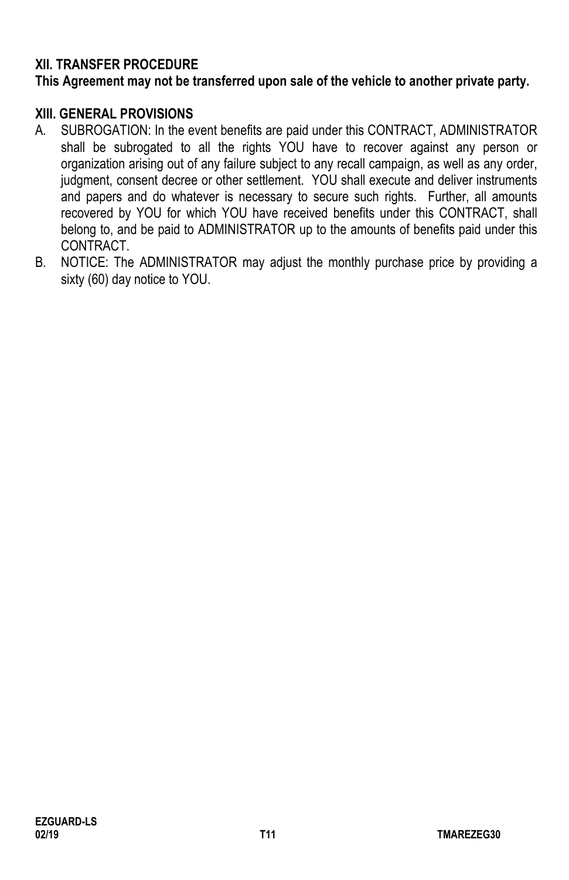## XII. TRANSFER PROCEDURE

**This Agreement may not be transferred upon sale of the vehicle to another private party.**

## XIII. GENERAL PROVISIONS

A. SUBROGATION: In the event benefits are paid under this CONTRACT, ADMINISTRATOR shall be subrogated to all the rights YOU have to recover against any person or organization arising out of any failure subject to any recall campaign, as well as any order, judgment, consent decree or other settlement. YOU shall execute and deliver instruments and papers and do whatever is necessary to secure such rights. Further, all amounts recovered by YOU for which YOU have received benefits under this CONTRACT, shall belong to, and be paid to ADMINISTRATOR up to the amounts of benefits paid under this CONTRACT.

B. NOTICE: The ADMINISTRATOR may adjust the monthly purchase price by providing a sixty (60) day notice to YOU.

**EZGUARD-LS**
**02/19** **T11** **TMAREZEG30**